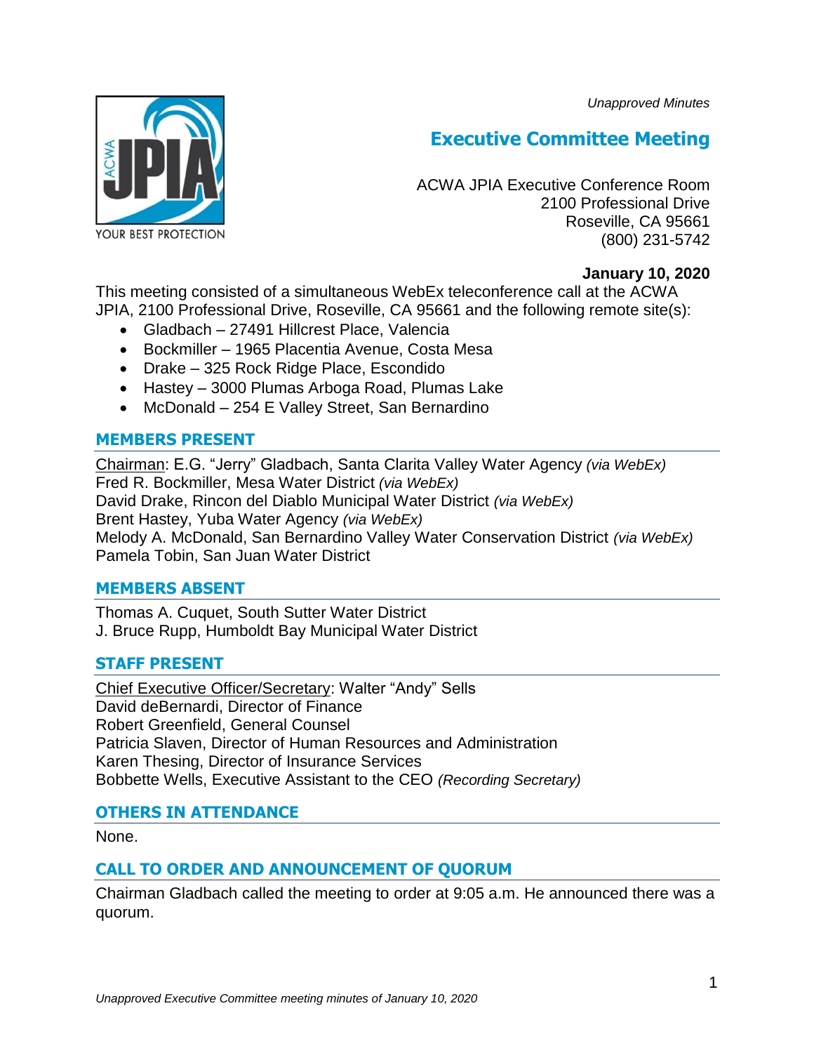*Unapproved Minutes*

# Executive Committee Meeting

ACWA JPIA Executive Conference Room
2100 Professional Drive
Roseville, CA 95661
(800) 231-5742

**January 10, 2020**

This meeting consisted of a simultaneous WebEx teleconference call at the ACWA JPIA, 2100 Professional Drive, Roseville, CA 95661 and the following remote site(s):

- Gladbach – 27491 Hillcrest Place, Valencia
- Bockmiller – 1965 Placentia Avenue, Costa Mesa
- Drake – 325 Rock Ridge Place, Escondido
- Hastey – 3000 Plumas Arboga Road, Plumas Lake
- McDonald – 254 E Valley Street, San Bernardino

## MEMBERS PRESENT

Chairman: E.G. "Jerry" Gladbach, Santa Clarita Valley Water Agency *(via WebEx)*
Fred R. Bockmiller, Mesa Water District *(via WebEx)*
David Drake, Rincon del Diablo Municipal Water District *(via WebEx)*
Brent Hastey, Yuba Water Agency *(via WebEx)*
Melody A. McDonald, San Bernardino Valley Water Conservation District *(via WebEx)*
Pamela Tobin, San Juan Water District

## MEMBERS ABSENT

Thomas A. Cuquet, South Sutter Water District
J. Bruce Rupp, Humboldt Bay Municipal Water District

## STAFF PRESENT

Chief Executive Officer/Secretary: Walter "Andy" Sells
David deBernardi, Director of Finance
Robert Greenfield, General Counsel
Patricia Slaven, Director of Human Resources and Administration
Karen Thesing, Director of Insurance Services
Bobbette Wells, Executive Assistant to the CEO *(Recording Secretary)*

## OTHERS IN ATTENDANCE

None.

## CALL TO ORDER AND ANNOUNCEMENT OF QUORUM

Chairman Gladbach called the meeting to order at 9:05 a.m. He announced there was a quorum.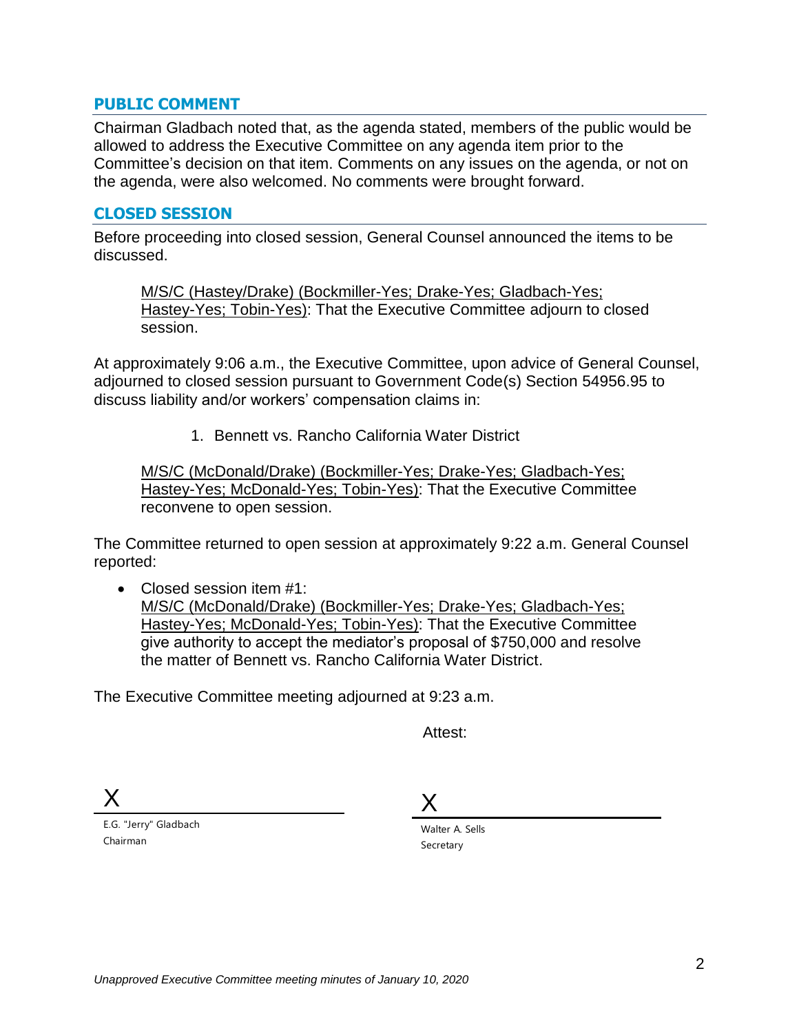## PUBLIC COMMENT

Chairman Gladbach noted that, as the agenda stated, members of the public would be allowed to address the Executive Committee on any agenda item prior to the Committee's decision on that item. Comments on any issues on the agenda, or not on the agenda, were also welcomed. No comments were brought forward.

## CLOSED SESSION

Before proceeding into closed session, General Counsel announced the items to be discussed.

> M/S/C (Hastey/Drake) (Bockmiller-Yes; Drake-Yes; Gladbach-Yes; Hastey-Yes; Tobin-Yes): That the Executive Committee adjourn to closed session.

At approximately 9:06 a.m., the Executive Committee, upon advice of General Counsel, adjourned to closed session pursuant to Government Code(s) Section 54956.95 to discuss liability and/or workers' compensation claims in:

1. Bennett vs. Rancho California Water District

> M/S/C (McDonald/Drake) (Bockmiller-Yes; Drake-Yes; Gladbach-Yes; Hastey-Yes; McDonald-Yes; Tobin-Yes): That the Executive Committee reconvene to open session.

The Committee returned to open session at approximately 9:22 a.m. General Counsel reported:

- Closed session item #1:
  M/S/C (McDonald/Drake) (Bockmiller-Yes; Drake-Yes; Gladbach-Yes; Hastey-Yes; McDonald-Yes; Tobin-Yes): That the Executive Committee give authority to accept the mediator's proposal of $750,000 and resolve the matter of Bennett vs. Rancho California Water District.

The Executive Committee meeting adjourned at 9:23 a.m.

Attest:

X ______________________________
E.G. "Jerry" Gladbach
Chairman

X ______________________________
Walter A. Sells
Secretary

*Unapproved Executive Committee meeting minutes of January 10, 2020*